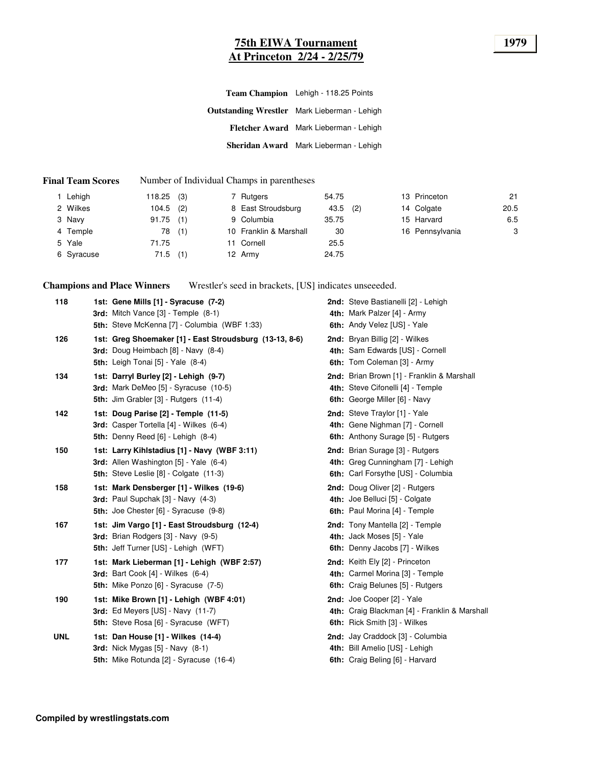# 75th EIWA Tournament
## At Princeton 2/24 - 2/25/79

**1979**

| | |
|---|---|
| **Team Champion** | Lehigh - 118.25 Points |
| **Outstanding Wrestler** | Mark Lieberman - Lehigh |
| **Fletcher Award** | Mark Lieberman - Lehigh |
| **Sheridan Award** | Mark Lieberman - Lehigh |

**Final Team Scores** Number of Individual Champs in parentheses

| | Team | Score | Champs | | Team | Score | Champs | | Team | Score |
|---|---|---|---|---|---|---|---|---|---|---|
| 1 | Lehigh | 118.25 | (3) | 7 | Rutgers | 54.75 | | 13 | Princeton | 21 |
| 2 | Wilkes | 104.5 | (2) | 8 | East Stroudsburg | 43.5 | (2) | 14 | Colgate | 20.5 |
| 3 | Navy | 91.75 | (1) | 9 | Columbia | 35.75 | | 15 | Harvard | 6.5 |
| 4 | Temple | 78 | (1) | 10 | Franklin & Marshall | 30 | | 16 | Pennsylvania | 3 |
| 5 | Yale | 71.75 | | 11 | Cornell | 25.5 | | | | |
| 6 | Syracuse | 71.5 | (1) | 12 | Army | 24.75 | | | | |

**Champions and Place Winners** Wrestler's seed in brackets, [US] indicates unseeeded.

| Weight | Place | Wrestler | Place | Wrestler |
|---|---|---|---|---|
| 118 | **1st:** | **Gene Mills [1] - Syracuse (7-2)** | **2nd:** | Steve Bastianelli [2] - Lehigh |
| | **3rd:** | Mitch Vance [3] - Temple (8-1) | **4th:** | Mark Palzer [4] - Army |
| | **5th:** | Steve McKenna [7] - Columbia (WBF 1:33) | **6th:** | Andy Velez [US] - Yale |
| 126 | **1st:** | **Greg Shoemaker [1] - East Stroudsburg (13-13, 8-6)** | **2nd:** | Bryan Billig [2] - Wilkes |
| | **3rd:** | Doug Heimbach [8] - Navy (8-4) | **4th:** | Sam Edwards [US] - Cornell |
| | **5th:** | Leigh Tonai [5] - Yale (8-4) | **6th:** | Tom Coleman [3] - Army |
| 134 | **1st:** | **Darryl Burley [2] - Lehigh (9-7)** | **2nd:** | Brian Brown [1] - Franklin & Marshall |
| | **3rd:** | Mark DeMeo [5] - Syracuse (10-5) | **4th:** | Steve Cifonelli [4] - Temple |
| | **5th:** | Jim Grabler [3] - Rutgers (11-4) | **6th:** | George Miller [6] - Navy |
| 142 | **1st:** | **Doug Parise [2] - Temple (11-5)** | **2nd:** | Steve Traylor [1] - Yale |
| | **3rd:** | Casper Tortella [4] - Wilkes (6-4) | **4th:** | Gene Nighman [7] - Cornell |
| | **5th:** | Denny Reed [6] - Lehigh (8-4) | **6th:** | Anthony Surage [5] - Rutgers |
| 150 | **1st:** | **Larry Kihlstadius [1] - Navy (WBF 3:11)** | **2nd:** | Brian Surage [3] - Rutgers |
| | **3rd:** | Allen Washington [5] - Yale (6-4) | **4th:** | Greg Cunningham [7] - Lehigh |
| | **5th:** | Steve Leslie [8] - Colgate (11-3) | **6th:** | Carl Forsythe [US] - Columbia |
| 158 | **1st:** | **Mark Densberger [1] - Wilkes (19-6)** | **2nd:** | Doug Oliver [2] - Rutgers |
| | **3rd:** | Paul Supchak [3] - Navy (4-3) | **4th:** | Joe Belluci [5] - Colgate |
| | **5th:** | Joe Chester [6] - Syracuse (9-8) | **6th:** | Paul Morina [4] - Temple |
| 167 | **1st:** | **Jim Vargo [1] - East Stroudsburg (12-4)** | **2nd:** | Tony Mantella [2] - Temple |
| | **3rd:** | Brian Rodgers [3] - Navy (9-5) | **4th:** | Jack Moses [5] - Yale |
| | **5th:** | Jeff Turner [US] - Lehigh (WFT) | **6th:** | Denny Jacobs [7] - Wilkes |
| 177 | **1st:** | **Mark Lieberman [1] - Lehigh (WBF 2:57)** | **2nd:** | Keith Ely [2] - Princeton |
| | **3rd:** | Bart Cook [4] - Wilkes (6-4) | **4th:** | Carmel Morina [3] - Temple |
| | **5th:** | Mike Ponzo [6] - Syracuse (7-5) | **6th:** | Craig Belunes [5] - Rutgers |
| 190 | **1st:** | **Mike Brown [1] - Lehigh (WBF 4:01)** | **2nd:** | Joe Cooper [2] - Yale |
| | **3rd:** | Ed Meyers [US] - Navy (11-7) | **4th:** | Craig Blackman [4] - Franklin & Marshall |
| | **5th:** | Steve Rosa [6] - Syracuse (WFT) | **6th:** | Rick Smith [3] - Wilkes |
| UNL | **1st:** | **Dan House [1] - Wilkes (14-4)** | **2nd:** | Jay Craddock [3] - Columbia |
| | **3rd:** | Nick Mygas [5] - Navy (8-1) | **4th:** | Bill Amelio [US] - Lehigh |
| | **5th:** | Mike Rotunda [2] - Syracuse (16-4) | **6th:** | Craig Beling [6] - Harvard |

**Compiled by wrestlingstats.com**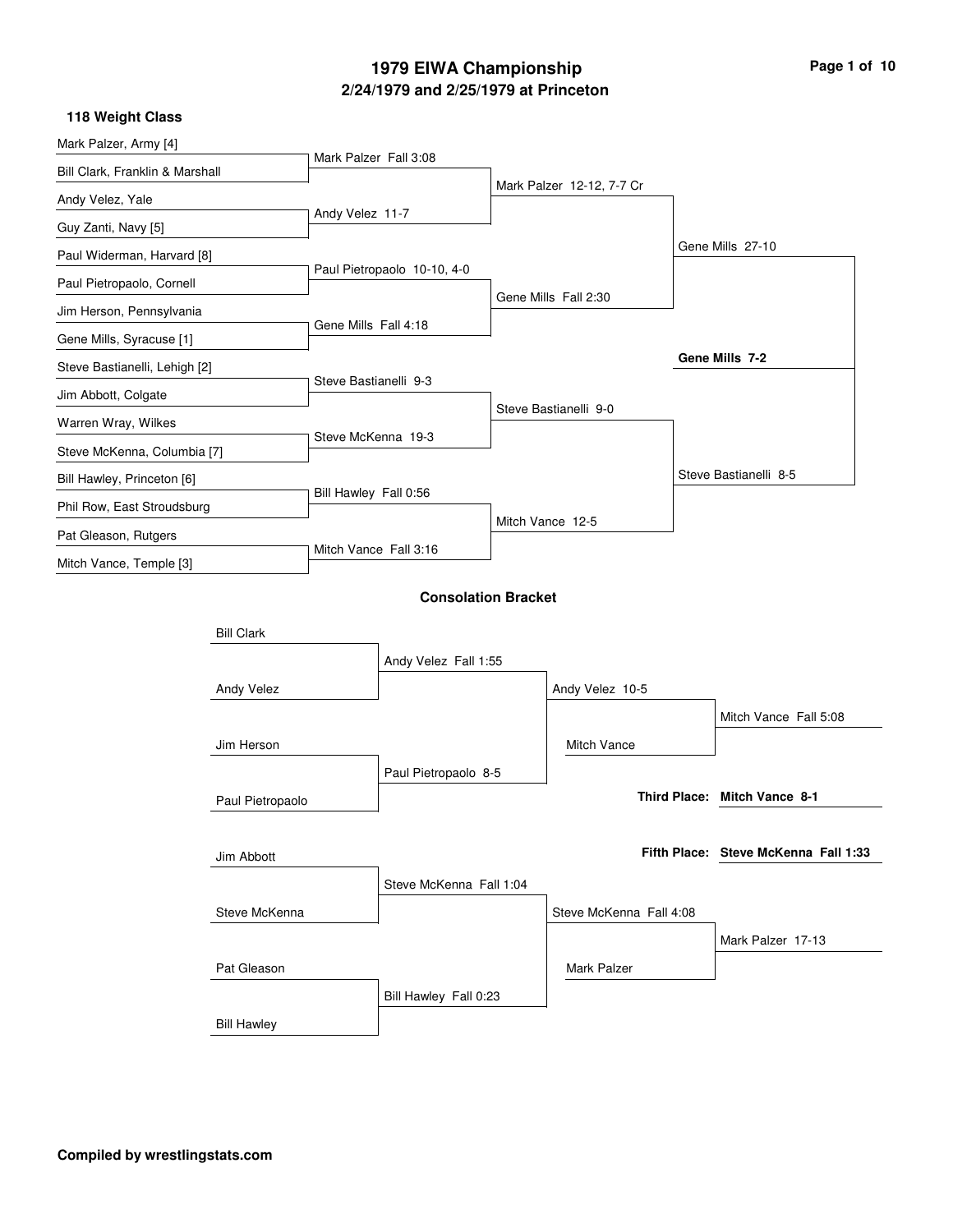# 1979 EIWA Championship

## 2/24/1979 and 2/25/1979 at Princeton

### 118 Weight Class

**First Round**

- Mark Palzer, Army [4] vs. Bill Clark, Franklin & Marshall — Mark Palzer Fall 3:08
- Andy Velez, Yale vs. Guy Zanti, Navy [5] — Andy Velez 11-7
- Paul Widerman, Harvard [8] vs. Paul Pietropaolo, Cornell — Paul Pietropaolo 10-10, 4-0
- Jim Herson, Pennsylvania vs. Gene Mills, Syracuse [1] — Gene Mills Fall 4:18
- Steve Bastianelli, Lehigh [2] vs. Jim Abbott, Colgate — Steve Bastianelli 9-3
- Warren Wray, Wilkes vs. Steve McKenna, Columbia [7] — Steve McKenna 19-3
- Bill Hawley, Princeton [6] vs. Phil Row, East Stroudsburg — Bill Hawley Fall 0:56
- Pat Gleason, Rutgers vs. Mitch Vance, Temple [3] — Mitch Vance Fall 3:16

**Quarterfinals**

- Mark Palzer 12-12, 7-7 Cr
- Gene Mills Fall 2:30
- Steve Bastianelli 9-0
- Mitch Vance 12-5

**Semifinals**

- Gene Mills 27-10
- Steve Bastianelli 8-5

**Final**

- **Gene Mills 7-2**

### Consolation Bracket

- Bill Clark vs. Andy Velez — Andy Velez Fall 1:55
- Jim Herson vs. Paul Pietropaolo — Paul Pietropaolo 8-5
- Andy Velez 10-5
- Andy Velez vs. Mitch Vance — Mitch Vance Fall 5:08
- Jim Abbott vs. Steve McKenna — Steve McKenna Fall 1:04
- Pat Gleason vs. Bill Hawley — Bill Hawley Fall 0:23
- Steve McKenna Fall 4:08
- Steve McKenna vs. Mark Palzer — Mark Palzer 17-13

**Third Place:** **Mitch Vance 8-1**

**Fifth Place:** **Steve McKenna Fall 1:33**

**Compiled by wrestlingstats.com**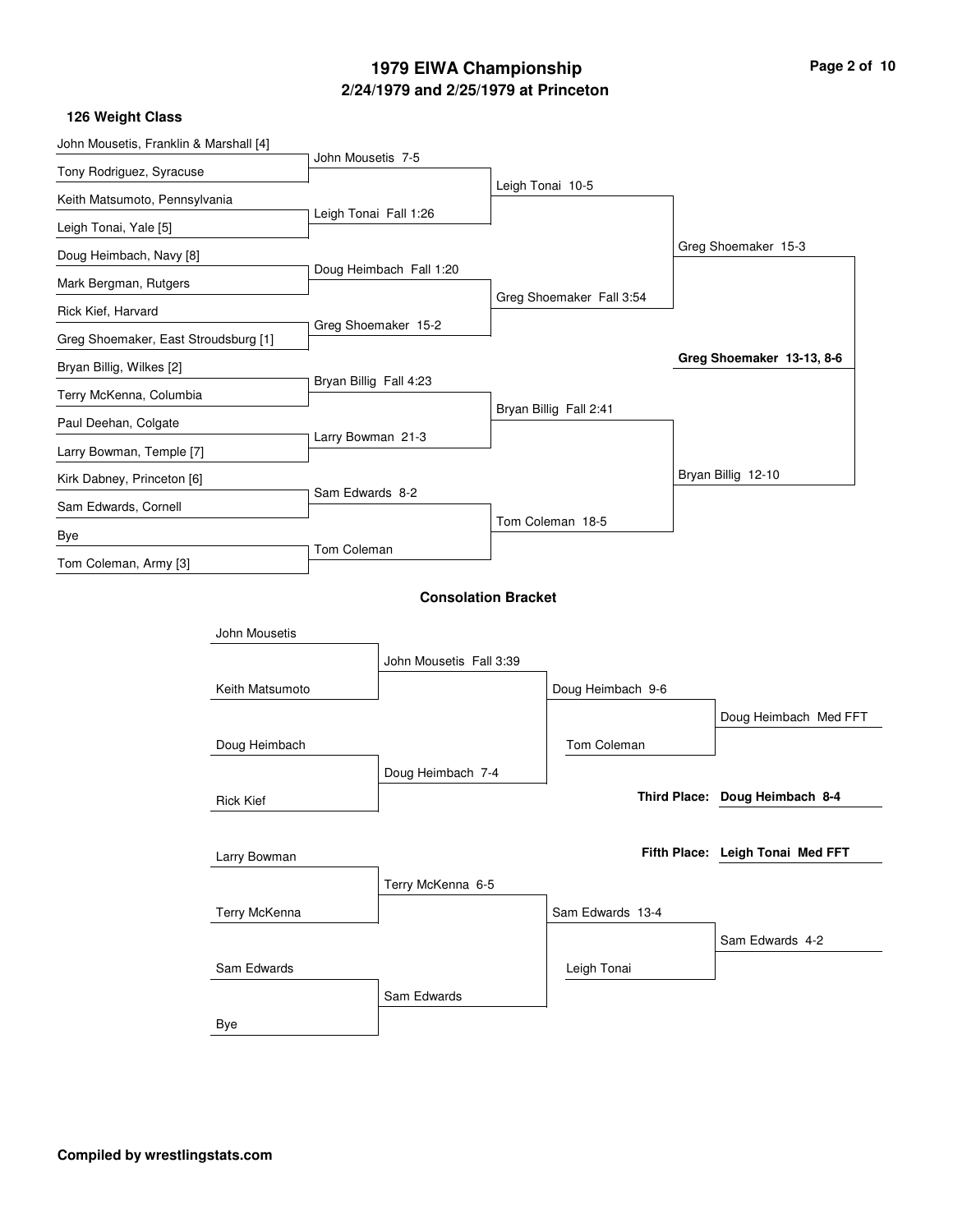# 1979 EIWA Championship

## 2/24/1979 and 2/25/1979 at Princeton

### 126 Weight Class

**First Round**

- John Mousetis, Franklin & Marshall [4] vs Tony Rodriguez, Syracuse — John Mousetis 7-5
- Keith Matsumoto, Pennsylvania vs Leigh Tonai, Yale [5] — Leigh Tonai Fall 1:26
- Doug Heimbach, Navy [8] vs Mark Bergman, Rutgers — Doug Heimbach Fall 1:20
- Rick Kief, Harvard vs Greg Shoemaker, East Stroudsburg [1] — Greg Shoemaker 15-2
- Bryan Billig, Wilkes [2] vs Terry McKenna, Columbia — Bryan Billig Fall 4:23
- Paul Deehan, Colgate vs Larry Bowman, Temple [7] — Larry Bowman 21-3
- Kirk Dabney, Princeton [6] vs Sam Edwards, Cornell — Sam Edwards 8-2
- Bye vs Tom Coleman, Army [3] — Tom Coleman

**Quarterfinals**

- Leigh Tonai 10-5
- Greg Shoemaker Fall 3:54
- Bryan Billig Fall 2:41
- Tom Coleman 18-5

**Semifinals**

- Greg Shoemaker 15-3
- Bryan Billig 12-10

**Final**

- **Greg Shoemaker 13-13, 8-6**

### Consolation Bracket

- John Mousetis vs Keith Matsumoto — John Mousetis Fall 3:39
- Doug Heimbach vs Rick Kief — Doug Heimbach 7-4
- John Mousetis vs Doug Heimbach — Doug Heimbach 9-6
- Doug Heimbach vs Tom Coleman — Doug Heimbach Med FFT
- Larry Bowman vs Terry McKenna — Terry McKenna 6-5
- Sam Edwards vs Bye — Sam Edwards
- Terry McKenna vs Sam Edwards — Sam Edwards 13-4
- Sam Edwards vs Leigh Tonai — Sam Edwards 4-2

**Third Place: Doug Heimbach 8-4**

**Fifth Place: Leigh Tonai Med FFT**

**Compiled by wrestlingstats.com**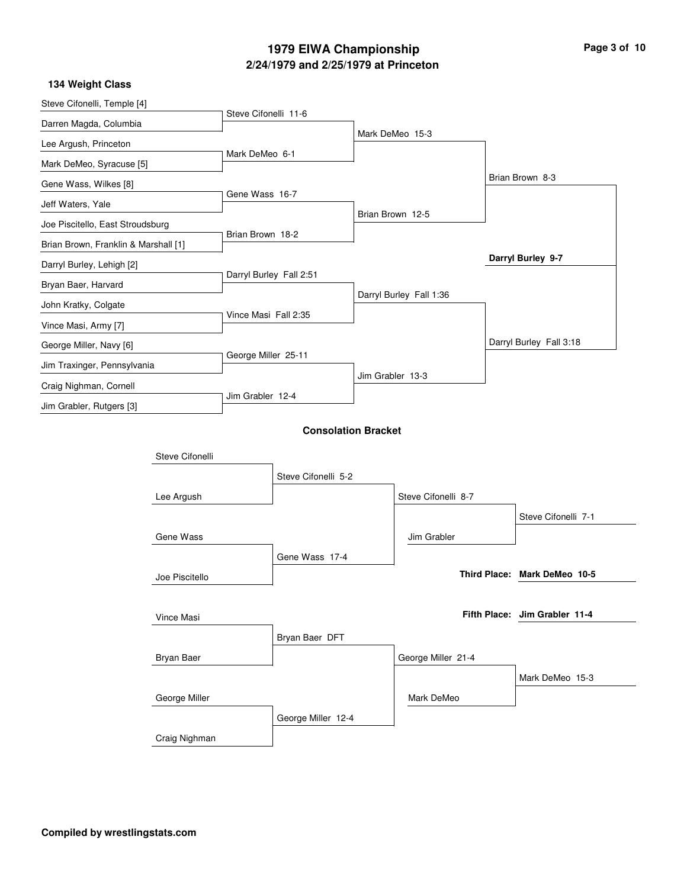# 1979 EIWA Championship

## 2/24/1979 and 2/25/1979 at Princeton

### 134 Weight Class

**First Round**

- Steve Cifonelli, Temple [4] vs. Darren Magda, Columbia — Steve Cifonelli 11-6
- Lee Argush, Princeton vs. Mark DeMeo, Syracuse [5] — Mark DeMeo 6-1
- Gene Wass, Wilkes [8] vs. Jeff Waters, Yale — Gene Wass 16-7
- Joe Piscitello, East Stroudsburg vs. Brian Brown, Franklin & Marshall [1] — Brian Brown 18-2
- Darryl Burley, Lehigh [2] vs. Bryan Baer, Harvard — Darryl Burley Fall 2:51
- John Kratky, Colgate vs. Vince Masi, Army [7] — Vince Masi Fall 2:35
- George Miller, Navy [6] vs. Jim Traxinger, Pennsylvania — George Miller 25-11
- Craig Nighman, Cornell vs. Jim Grabler, Rutgers [3] — Jim Grabler 12-4

**Quarterfinals**

- Mark DeMeo 15-3
- Brian Brown 12-5
- Darryl Burley Fall 1:36
- Jim Grabler 13-3

**Semifinals**

- Brian Brown 8-3
- Darryl Burley Fall 3:18

**Final**

- **Darryl Burley 9-7**

### Consolation Bracket

- Steve Cifonelli vs. Lee Argush — Steve Cifonelli 5-2
- Gene Wass vs. Joe Piscitello — Gene Wass 17-4
- Steve Cifonelli vs. Gene Wass — Steve Cifonelli 8-7
- Steve Cifonelli vs. Jim Grabler — Steve Cifonelli 7-1
- Vince Masi vs. Bryan Baer — Bryan Baer DFT
- George Miller vs. Craig Nighman — George Miller 12-4
- Bryan Baer vs. George Miller — George Miller 21-4
- George Miller vs. Mark DeMeo — Mark DeMeo 15-3

**Third Place: Mark DeMeo 10-5**

**Fifth Place: Jim Grabler 11-4**

**Compiled by wrestlingstats.com**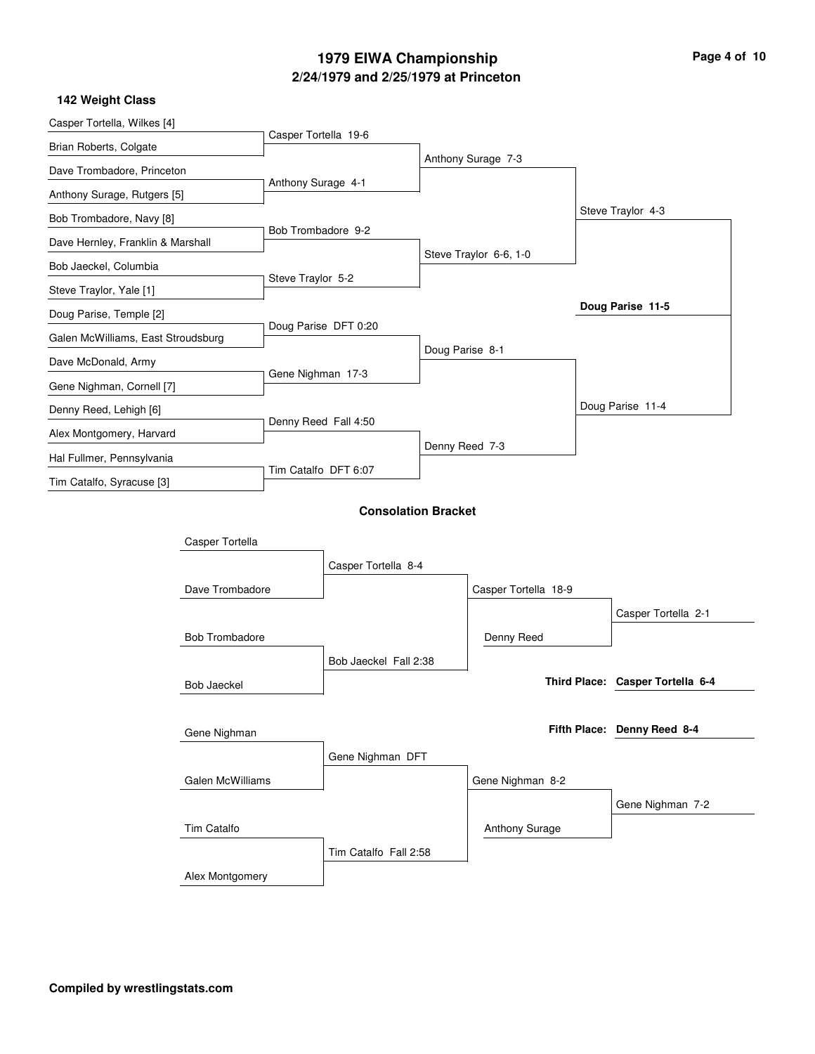# 1979 EIWA Championship

## 2/24/1979 and 2/25/1979 at Princeton

### 142 Weight Class

**First Round**

- Casper Tortella, Wilkes [4] vs. Brian Roberts, Colgate — Casper Tortella 19-6
- Dave Trombadore, Princeton vs. Anthony Surage, Rutgers [5] — Anthony Surage 4-1
- Bob Trombadore, Navy [8] vs. Dave Hernley, Franklin & Marshall — Bob Trombadore 9-2
- Bob Jaeckel, Columbia vs. Steve Traylor, Yale [1] — Steve Traylor 5-2
- Doug Parise, Temple [2] vs. Galen McWilliams, East Stroudsburg — Doug Parise DFT 0:20
- Dave McDonald, Army vs. Gene Nighman, Cornell [7] — Gene Nighman 17-3
- Denny Reed, Lehigh [6] vs. Alex Montgomery, Harvard — Denny Reed Fall 4:50
- Hal Fullmer, Pennsylvania vs. Tim Catalfo, Syracuse [3] — Tim Catalfo DFT 6:07

**Quarterfinals**

- Anthony Surage 7-3
- Steve Traylor 6-6, 1-0
- Doug Parise 8-1
- Denny Reed 7-3

**Semifinals**

- Steve Traylor 4-3
- Doug Parise 11-4

**Final**

- **Doug Parise 11-5**

### Consolation Bracket

- Casper Tortella vs. Dave Trombadore — Casper Tortella 8-4
- Bob Trombadore vs. Bob Jaeckel — Bob Jaeckel Fall 2:38
- Casper Tortella 18-9
- Casper Tortella vs. Denny Reed — Casper Tortella 2-1
- Gene Nighman vs. Galen McWilliams — Gene Nighman DFT
- Tim Catalfo vs. Alex Montgomery — Tim Catalfo Fall 2:58
- Gene Nighman 8-2
- Gene Nighman vs. Anthony Surage — Gene Nighman 7-2

**Third Place:** **Casper Tortella 6-4**

**Fifth Place:** **Denny Reed 8-4**

**Compiled by wrestlingstats.com**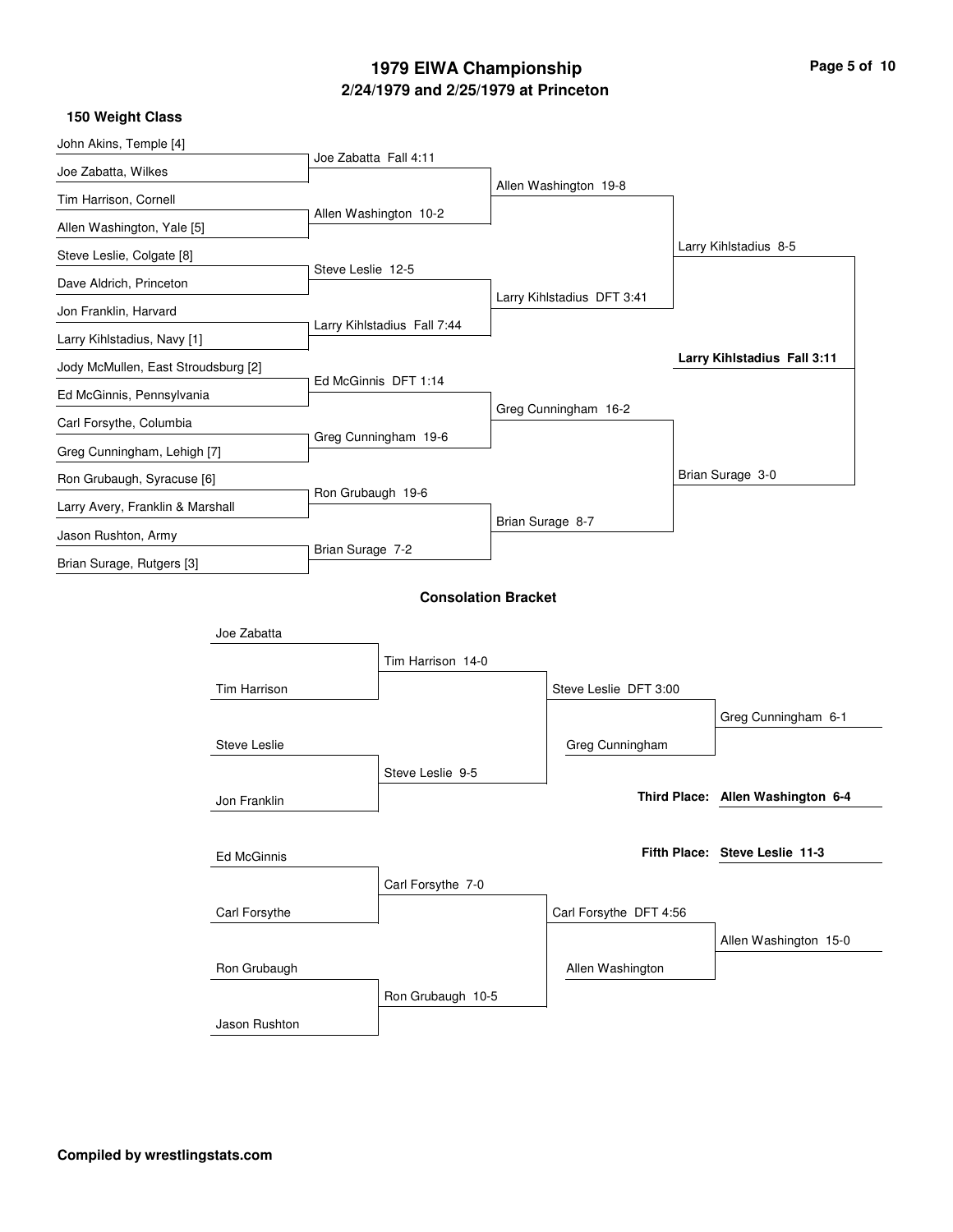# 1979 EIWA Championship

## 2/24/1979 and 2/25/1979 at Princeton

### 150 Weight Class

**Championship Bracket**

**First Round**

- John Akins, Temple [4] vs. Joe Zabatta, Wilkes — Joe Zabatta Fall 4:11
- Tim Harrison, Cornell vs. Allen Washington, Yale [5] — Allen Washington 10-2
- Steve Leslie, Colgate [8] vs. Dave Aldrich, Princeton — Steve Leslie 12-5
- Jon Franklin, Harvard vs. Larry Kihlstadius, Navy [1] — Larry Kihlstadius Fall 7:44
- Jody McMullen, East Stroudsburg [2] vs. Ed McGinnis, Pennsylvania — Ed McGinnis DFT 1:14
- Carl Forsythe, Columbia vs. Greg Cunningham, Lehigh [7] — Greg Cunningham 19-6
- Ron Grubaugh, Syracuse [6] vs. Larry Avery, Franklin & Marshall — Ron Grubaugh 19-6
- Jason Rushton, Army vs. Brian Surage, Rutgers [3] — Brian Surage 7-2

**Quarterfinals**

- Allen Washington 19-8
- Larry Kihlstadius DFT 3:41
- Greg Cunningham 16-2
- Brian Surage 8-7

**Semifinals**

- Larry Kihlstadius 8-5
- Brian Surage 3-0

**Final**

- **Larry Kihlstadius Fall 3:11**

### Consolation Bracket

**Round 1**

- Joe Zabatta vs. Tim Harrison — Tim Harrison 14-0
- Steve Leslie vs. Jon Franklin — Steve Leslie 9-5
- Ed McGinnis vs. Carl Forsythe — Carl Forsythe 7-0
- Ron Grubaugh vs. Jason Rushton — Ron Grubaugh 10-5

**Round 2**

- Steve Leslie DFT 3:00
- Carl Forsythe DFT 4:56

**Consolation Semifinals**

- Steve Leslie vs. Greg Cunningham — Greg Cunningham 6-1
- Carl Forsythe vs. Allen Washington — Allen Washington 15-0

**Third Place:** **Allen Washington 6-4**

**Fifth Place:** **Steve Leslie 11-3**

**Compiled by wrestlingstats.com**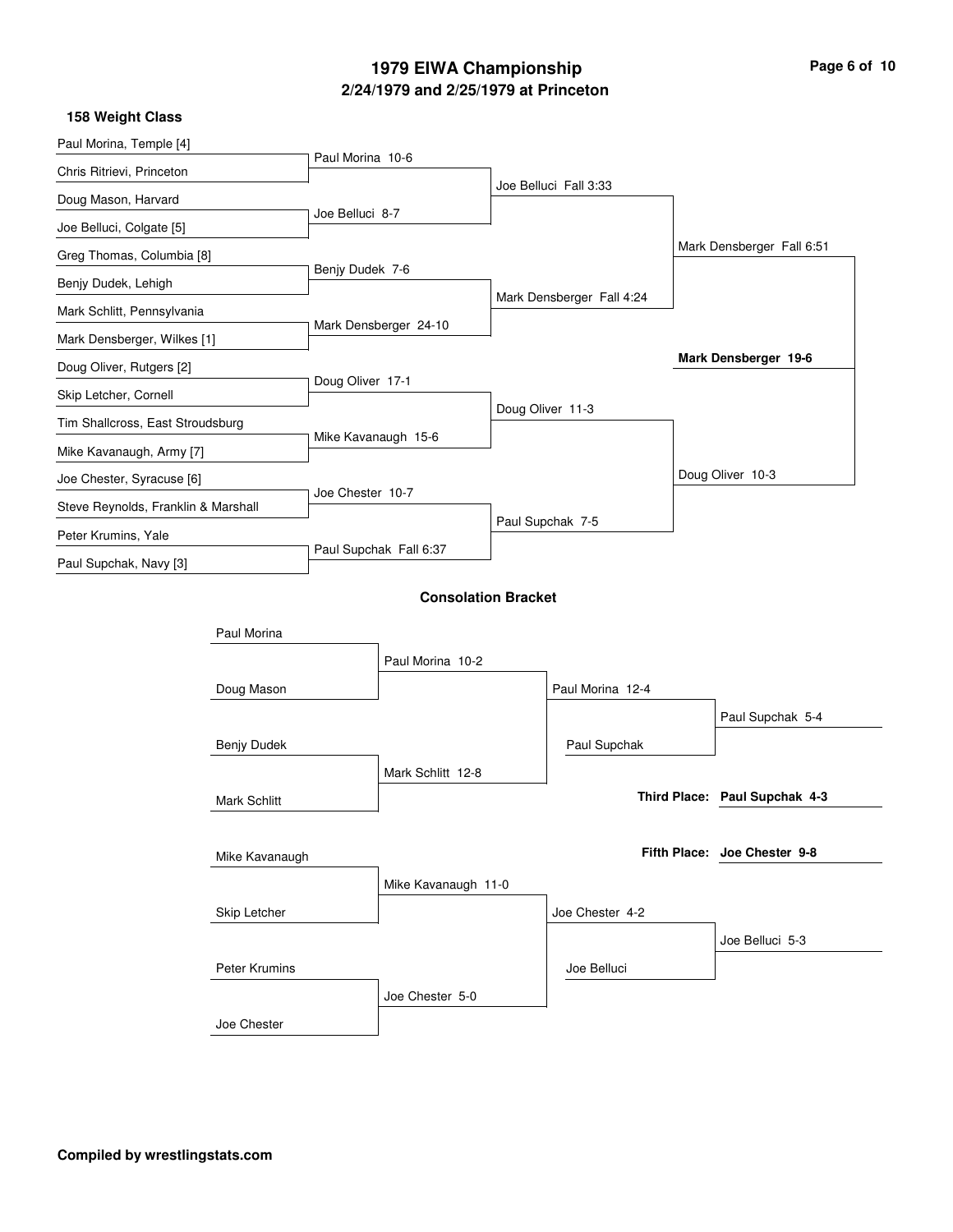# 1979 EIWA Championship

## 2/24/1979 and 2/25/1979 at Princeton

### 158 Weight Class

**Championship Bracket**

| First Round | Quarterfinals | Semifinals | Final |
|---|---|---|---|
| Paul Morina, Temple [4] | Paul Morina 10-6 | Joe Belluci Fall 3:33 | Mark Densberger Fall 6:51 |
| Chris Ritrievi, Princeton | | | |
| Doug Mason, Harvard | Joe Belluci 8-7 | | |
| Joe Belluci, Colgate [5] | | | |
| Greg Thomas, Columbia [8] | Benjy Dudek 7-6 | Mark Densberger Fall 4:24 | |
| Benjy Dudek, Lehigh | | | |
| Mark Schlitt, Pennsylvania | Mark Densberger 24-10 | | |
| Mark Densberger, Wilkes [1] | | | |
| Doug Oliver, Rutgers [2] | Doug Oliver 17-1 | Doug Oliver 11-3 | Doug Oliver 10-3 |
| Skip Letcher, Cornell | | | |
| Tim Shallcross, East Stroudsburg | Mike Kavanaugh 15-6 | | |
| Mike Kavanaugh, Army [7] | | | |
| Joe Chester, Syracuse [6] | Joe Chester 10-7 | Paul Supchak 7-5 | |
| Steve Reynolds, Franklin & Marshall | | | |
| Peter Krumins, Yale | Paul Supchak Fall 6:37 | | |
| Paul Supchak, Navy [3] | | | |

**Champion: Mark Densberger 19-6**

### Consolation Bracket

| Round 1 | Round 2 | Round 3 | Result |
|---|---|---|---|
| Paul Morina | Paul Morina 10-2 | Paul Morina 12-4 | Paul Supchak 5-4 |
| Doug Mason | | Paul Supchak | |
| Benjy Dudek | Mark Schlitt 12-8 | | |
| Mark Schlitt | | | |
| Mike Kavanaugh | Mike Kavanaugh 11-0 | Joe Chester 4-2 | Joe Belluci 5-3 |
| Skip Letcher | | Joe Belluci | |
| Peter Krumins | Joe Chester 5-0 | | |
| Joe Chester | | | |

**Third Place: Paul Supchak 4-3**

**Fifth Place: Joe Chester 9-8**

**Compiled by wrestlingstats.com**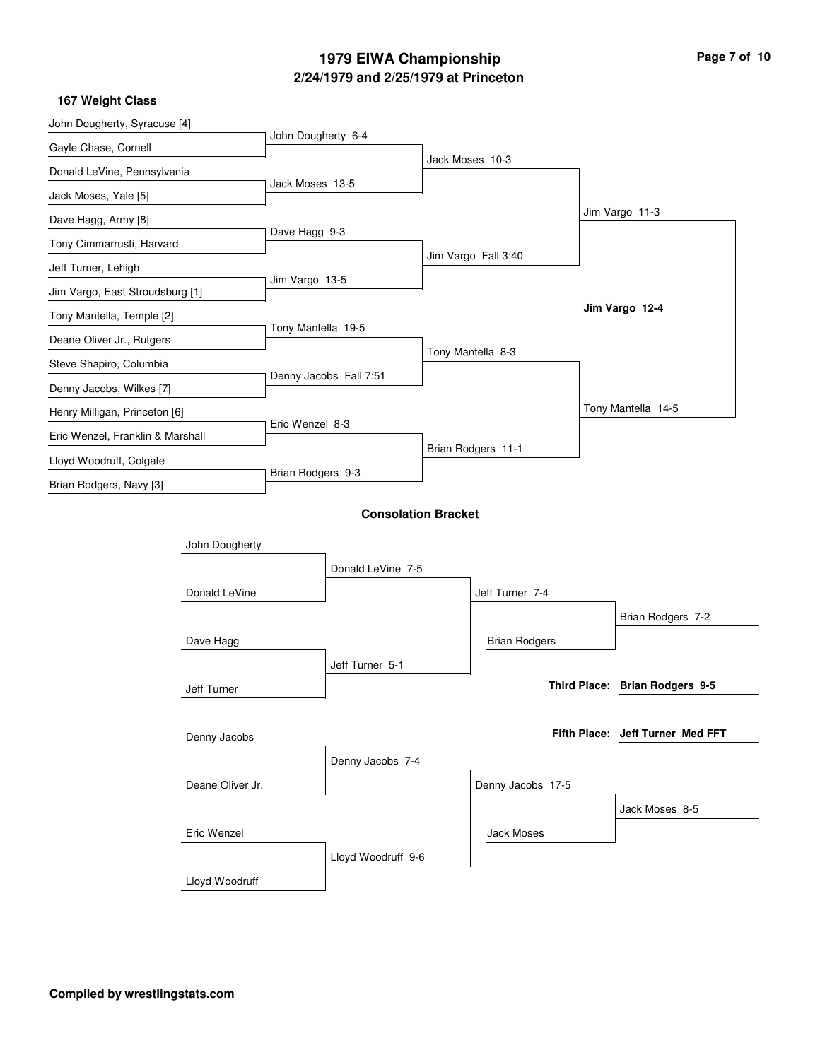# 1979 EIWA Championship

## 2/24/1979 and 2/25/1979 at Princeton

### 167 Weight Class

**First Round**

- John Dougherty, Syracuse [4] vs. Gayle Chase, Cornell — John Dougherty 6-4
- Donald LeVine, Pennsylvania vs. Jack Moses, Yale [5] — Jack Moses 13-5
- Dave Hagg, Army [8] vs. Tony Cimmarrusti, Harvard — Dave Hagg 9-3
- Jeff Turner, Lehigh vs. Jim Vargo, East Stroudsburg [1] — Jim Vargo 13-5
- Tony Mantella, Temple [2] vs. Deane Oliver Jr., Rutgers — Tony Mantella 19-5
- Steve Shapiro, Columbia vs. Denny Jacobs, Wilkes [7] — Denny Jacobs Fall 7:51
- Henry Milligan, Princeton [6] vs. Eric Wenzel, Franklin & Marshall — Eric Wenzel 8-3
- Lloyd Woodruff, Colgate vs. Brian Rodgers, Navy [3] — Brian Rodgers 9-3

**Quarterfinals**

- Jack Moses 10-3
- Jim Vargo Fall 3:40
- Tony Mantella 8-3
- Brian Rodgers 11-1

**Semifinals**

- Jim Vargo 11-3
- Tony Mantella 14-5

**Final**

- **Jim Vargo 12-4**

### Consolation Bracket

- John Dougherty vs. Donald LeVine — Donald LeVine 7-5
- Dave Hagg vs. Jeff Turner — Jeff Turner 5-1
- Donald LeVine vs. Jeff Turner — Jeff Turner 7-4
- Jeff Turner vs. Brian Rodgers — Brian Rodgers 7-2
- Denny Jacobs vs. Deane Oliver Jr. — Denny Jacobs 7-4
- Eric Wenzel vs. Lloyd Woodruff — Lloyd Woodruff 9-6
- Denny Jacobs vs. Lloyd Woodruff — Denny Jacobs 17-5
- Denny Jacobs vs. Jack Moses — Jack Moses 8-5

**Third Place: Brian Rodgers 9-5**

**Fifth Place: Jeff Turner Med FFT**

**Compiled by wrestlingstats.com**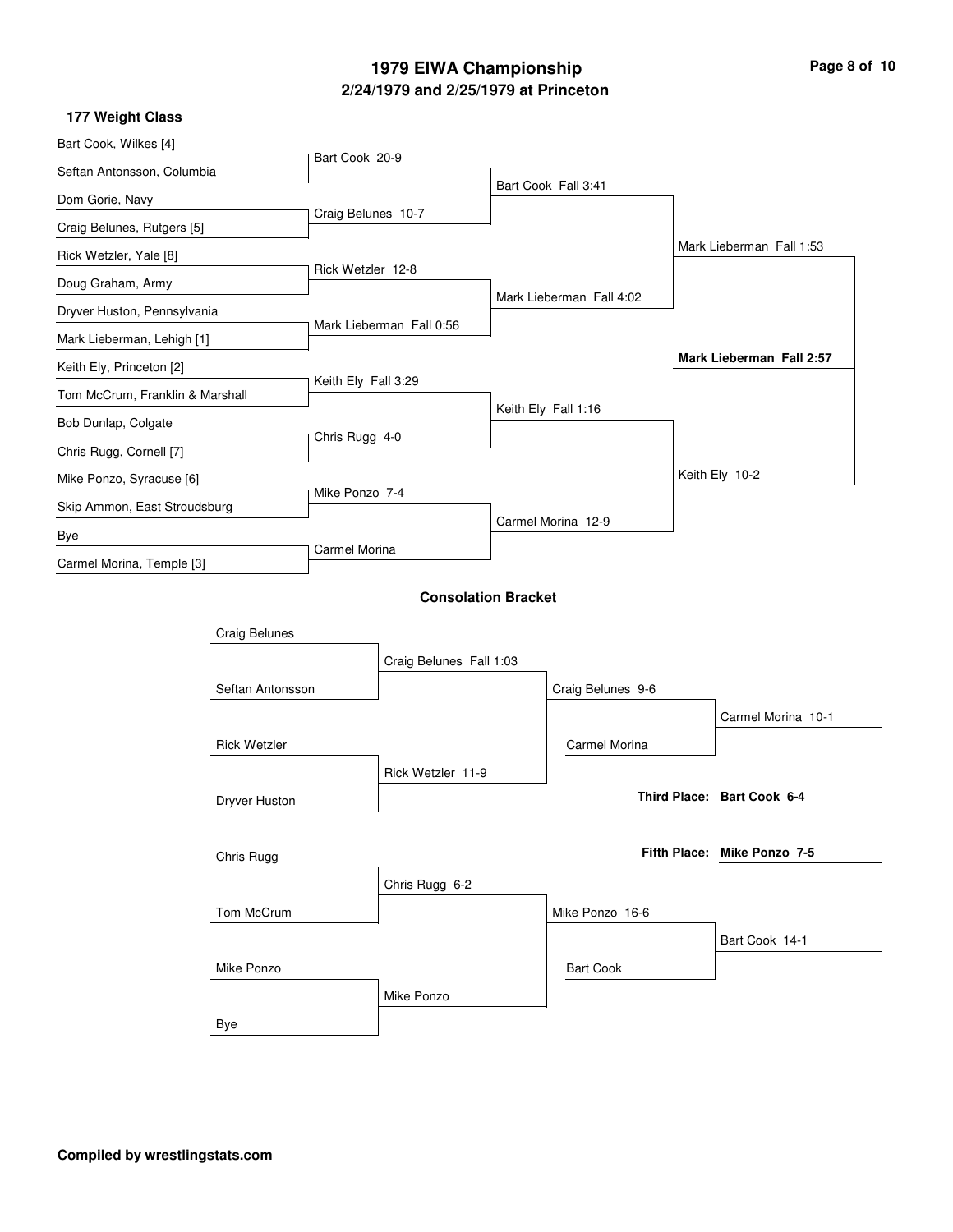# 1979 EIWA Championship

## 2/24/1979 and 2/25/1979 at Princeton

### 177 Weight Class

**Championship Bracket**

First Round:
- Bart Cook, Wilkes [4] vs. Seftan Antonsson, Columbia — Bart Cook 20-9
- Dom Gorie, Navy vs. Craig Belunes, Rutgers [5] — Craig Belunes 10-7
- Rick Wetzler, Yale [8] vs. Doug Graham, Army — Rick Wetzler 12-8
- Dryver Huston, Pennsylvania vs. Mark Lieberman, Lehigh [1] — Mark Lieberman Fall 0:56
- Keith Ely, Princeton [2] vs. Tom McCrum, Franklin & Marshall — Keith Ely Fall 3:29
- Bob Dunlap, Colgate vs. Chris Rugg, Cornell [7] — Chris Rugg 4-0
- Mike Ponzo, Syracuse [6] vs. Skip Ammon, East Stroudsburg — Mike Ponzo 7-4
- Bye vs. Carmel Morina, Temple [3] — Carmel Morina

Quarterfinals:
- Bart Cook Fall 3:41
- Mark Lieberman Fall 4:02
- Keith Ely Fall 1:16
- Carmel Morina 12-9

Semifinals:
- Mark Lieberman Fall 1:53
- Keith Ely 10-2

Final:
- **Mark Lieberman Fall 2:57**

### Consolation Bracket

- Craig Belunes vs. Seftan Antonsson — Craig Belunes Fall 1:03
- Rick Wetzler vs. Dryver Huston — Rick Wetzler 11-9
- Craig Belunes vs. Rick Wetzler — Craig Belunes 9-6
- Craig Belunes vs. Carmel Morina — Carmel Morina 10-1
- Chris Rugg vs. Tom McCrum — Chris Rugg 6-2
- Mike Ponzo vs. Bye — Mike Ponzo
- Chris Rugg vs. Mike Ponzo — Mike Ponzo 16-6
- Mike Ponzo vs. Bart Cook — Bart Cook 14-1

**Third Place: Bart Cook 6-4**

**Fifth Place: Mike Ponzo 7-5**

**Compiled by wrestlingstats.com**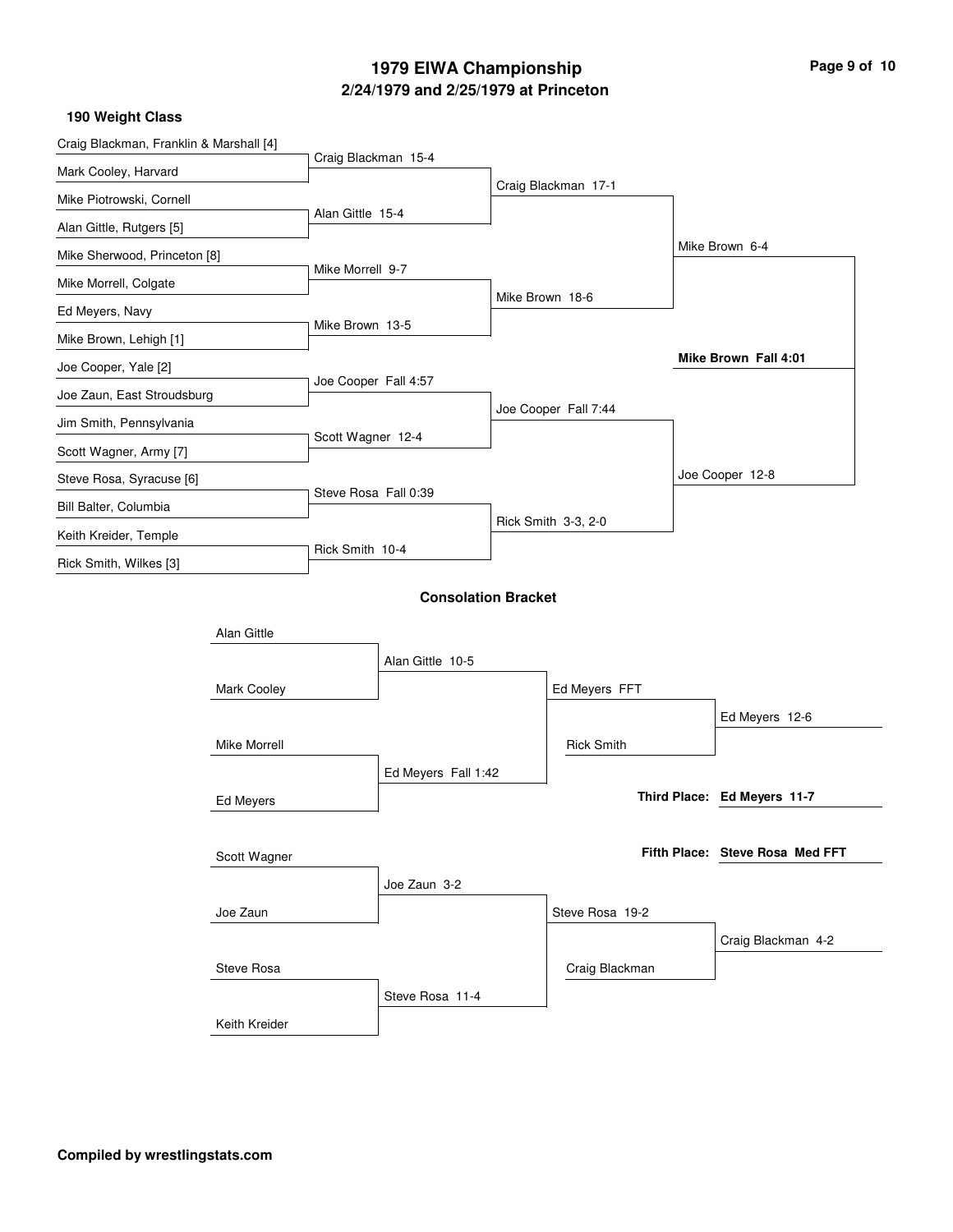# 1979 EIWA Championship

## 2/24/1979 and 2/25/1979 at Princeton

### 190 Weight Class

**Championship Bracket**

| First Round | Quarterfinals | Semifinals | Final |
| --- | --- | --- | --- |
| Craig Blackman, Franklin & Marshall [4] vs. Mark Cooley, Harvard | Craig Blackman 15-4 | | |
| Mike Piotrowski, Cornell vs. Alan Gittle, Rutgers [5] | Alan Gittle 15-4 | Craig Blackman 17-1 | |
| Mike Sherwood, Princeton [8] vs. Mike Morrell, Colgate | Mike Morrell 9-7 | | |
| Ed Meyers, Navy vs. Mike Brown, Lehigh [1] | Mike Brown 13-5 | Mike Brown 18-6 | Mike Brown 6-4 |
| Joe Cooper, Yale [2] vs. Joe Zaun, East Stroudsburg | Joe Cooper Fall 4:57 | | |
| Jim Smith, Pennsylvania vs. Scott Wagner, Army [7] | Scott Wagner 12-4 | Joe Cooper Fall 7:44 | |
| Steve Rosa, Syracuse [6] vs. Bill Balter, Columbia | Steve Rosa Fall 0:39 | | |
| Keith Kreider, Temple vs. Rick Smith, Wilkes [3] | Rick Smith 10-4 | Rick Smith 3-3, 2-0 | Joe Cooper 12-8 |

**Champion: Mike Brown Fall 4:01**

### Consolation Bracket

| Round 1 | Round 2 | Round 3 | Result |
| --- | --- | --- | --- |
| Alan Gittle vs. Mark Cooley | Alan Gittle 10-5 | | |
| Mike Morrell vs. Ed Meyers | Ed Meyers Fall 1:42 | Ed Meyers FFT | |
| | | Ed Meyers vs. Rick Smith | Ed Meyers 12-6 |
| Scott Wagner vs. Joe Zaun | Joe Zaun 3-2 | | |
| Steve Rosa vs. Keith Kreider | Steve Rosa 11-4 | Steve Rosa 19-2 | |
| | | Steve Rosa vs. Craig Blackman | Craig Blackman 4-2 |

**Third Place: Ed Meyers 11-7**

**Fifth Place: Steve Rosa Med FFT**

**Compiled by wrestlingstats.com**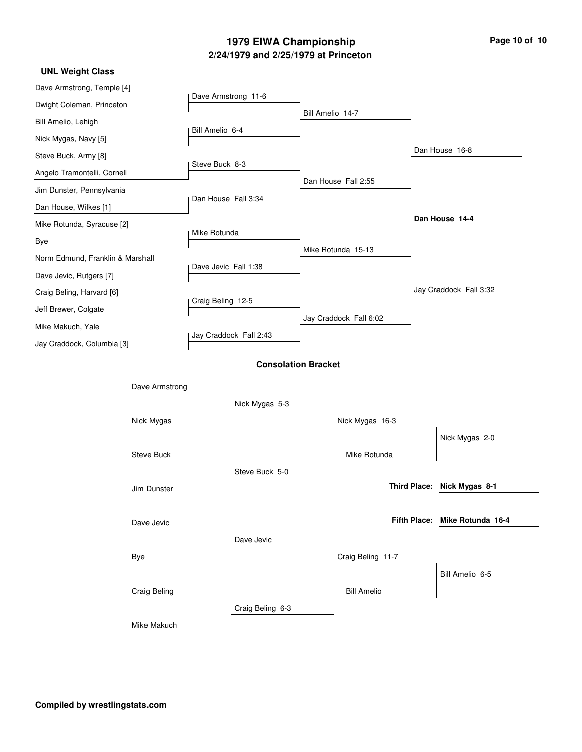# 1979 EIWA Championship

## 2/24/1979 and 2/25/1979 at Princeton

### UNL Weight Class

Dave Armstrong, Temple [4]
Dwight Coleman, Princeton
Bill Amelio, Lehigh
Nick Mygas, Navy [5]
Steve Buck, Army [8]
Angelo Tramontelli, Cornell
Jim Dunster, Pennsylvania
Dan House, Wilkes [1]
Mike Rotunda, Syracuse [2]
Bye
Norm Edmund, Franklin & Marshall
Dave Jevic, Rutgers [7]
Craig Beling, Harvard [6]
Jeff Brewer, Colgate
Mike Makuch, Yale
Jay Craddock, Columbia [3]

Dave Armstrong 11-6
Bill Amelio 6-4
Steve Buck 8-3
Dan House Fall 3:34
Mike Rotunda
Dave Jevic Fall 1:38
Craig Beling 12-5
Jay Craddock Fall 2:43

Bill Amelio 14-7
Dan House Fall 2:55
Mike Rotunda 15-13
Jay Craddock Fall 6:02

Dan House 16-8
Jay Craddock Fall 3:32

**Dan House 14-4**

### Consolation Bracket

Dave Armstrong
Nick Mygas
Steve Buck
Jim Dunster

Nick Mygas 5-3
Steve Buck 5-0

Nick Mygas 16-3
Mike Rotunda

Nick Mygas 2-0

**Third Place: Nick Mygas 8-1**

**Fifth Place: Mike Rotunda 16-4**

Dave Jevic
Bye
Craig Beling
Mike Makuch

Dave Jevic
Craig Beling 6-3

Craig Beling 11-7
Bill Amelio

Bill Amelio 6-5

**Compiled by wrestlingstats.com**